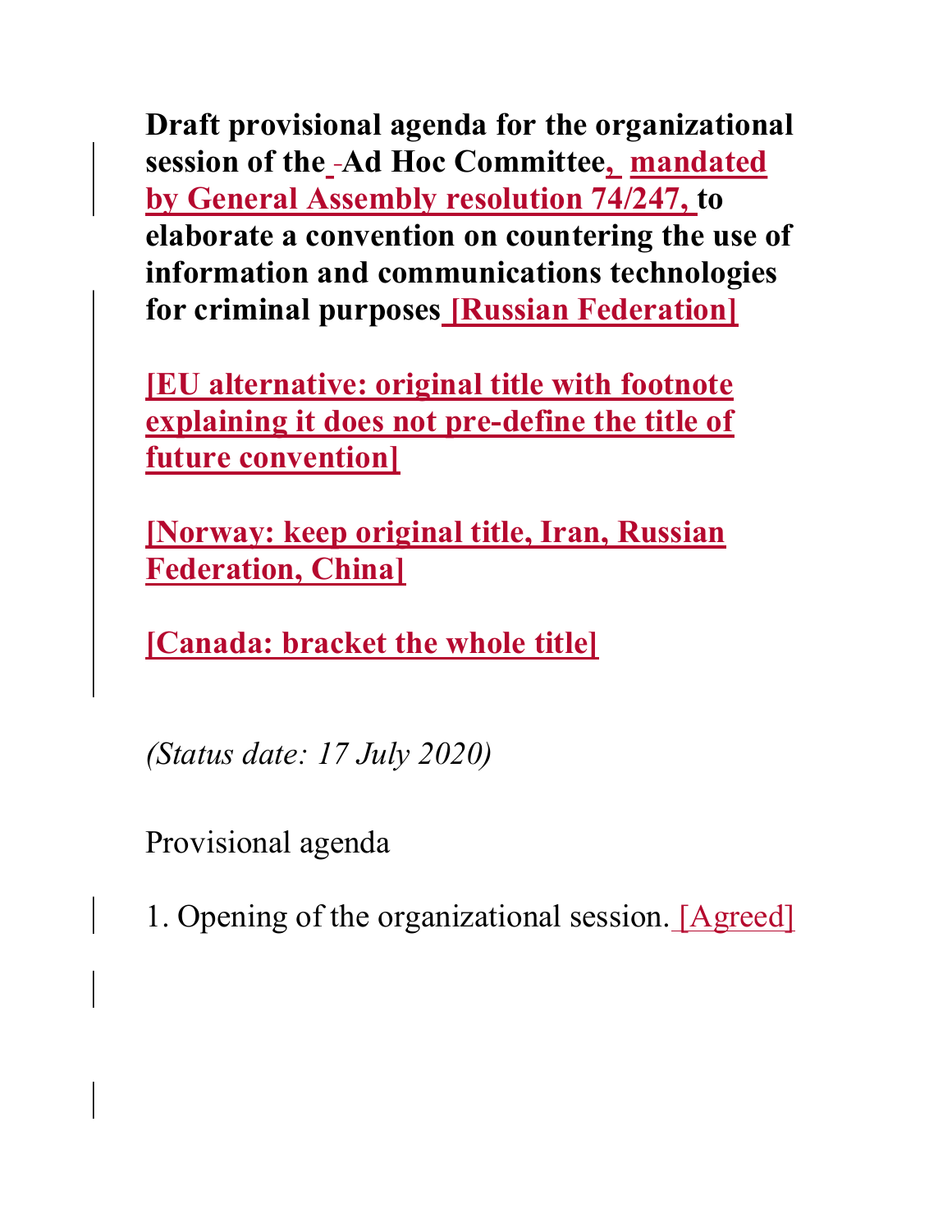**Draft provisional agenda for the organizational session of the Ad Hoc Committee, mandated by General Assembly resolution 74/247, to elaborate a convention on countering the use of information and communications technologies for criminal purposes [Russian Federation]**

**[EU alternative: original title with footnote explaining it does not pre-define the title of future convention]**

**[Norway: keep original title, Iran, Russian Federation, China]**

**[Canada: bracket the whole title]**

*(Status date: 17 July 2020)*

Provisional agenda

1. Opening of the organizational session. [Agreed]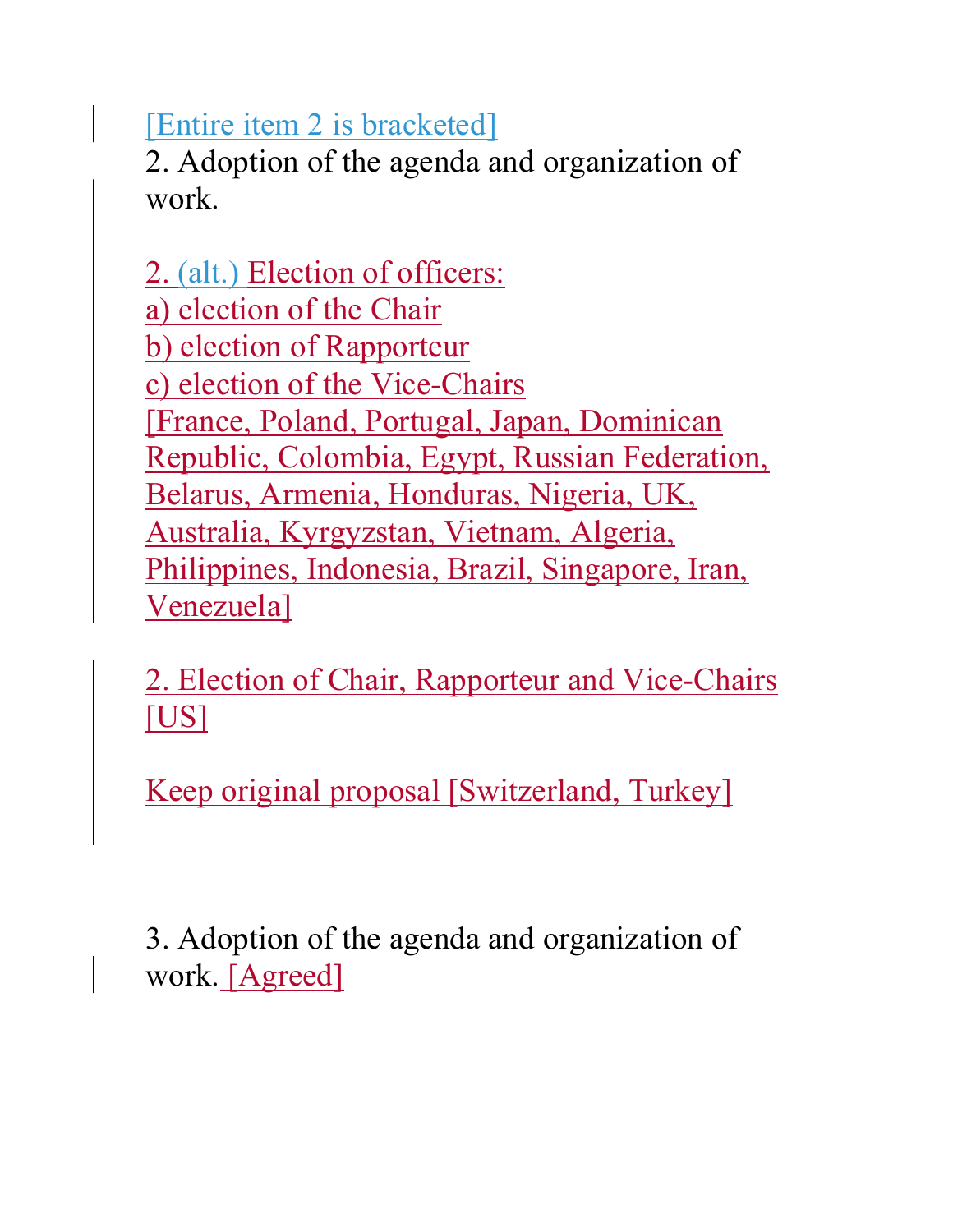[Entire item 2 is bracketed]

2. Adoption of the agenda and organization of work.

2. (alt.) Election of officers:

a) election of the Chair

b) election of Rapporteur

c) election of the Vice-Chairs

[France, Poland, Portugal, Japan, Dominican Republic, Colombia, Egypt, Russian Federation, Belarus, Armenia, Honduras, Nigeria, UK, Australia, Kyrgyzstan, Vietnam, Algeria, Philippines, Indonesia, Brazil, Singapore, Iran, Venezuela]

2. Election of Chair, Rapporteur and Vice-Chairs [US]

Keep original proposal [Switzerland, Turkey]

3. Adoption of the agenda and organization of work. [Agreed]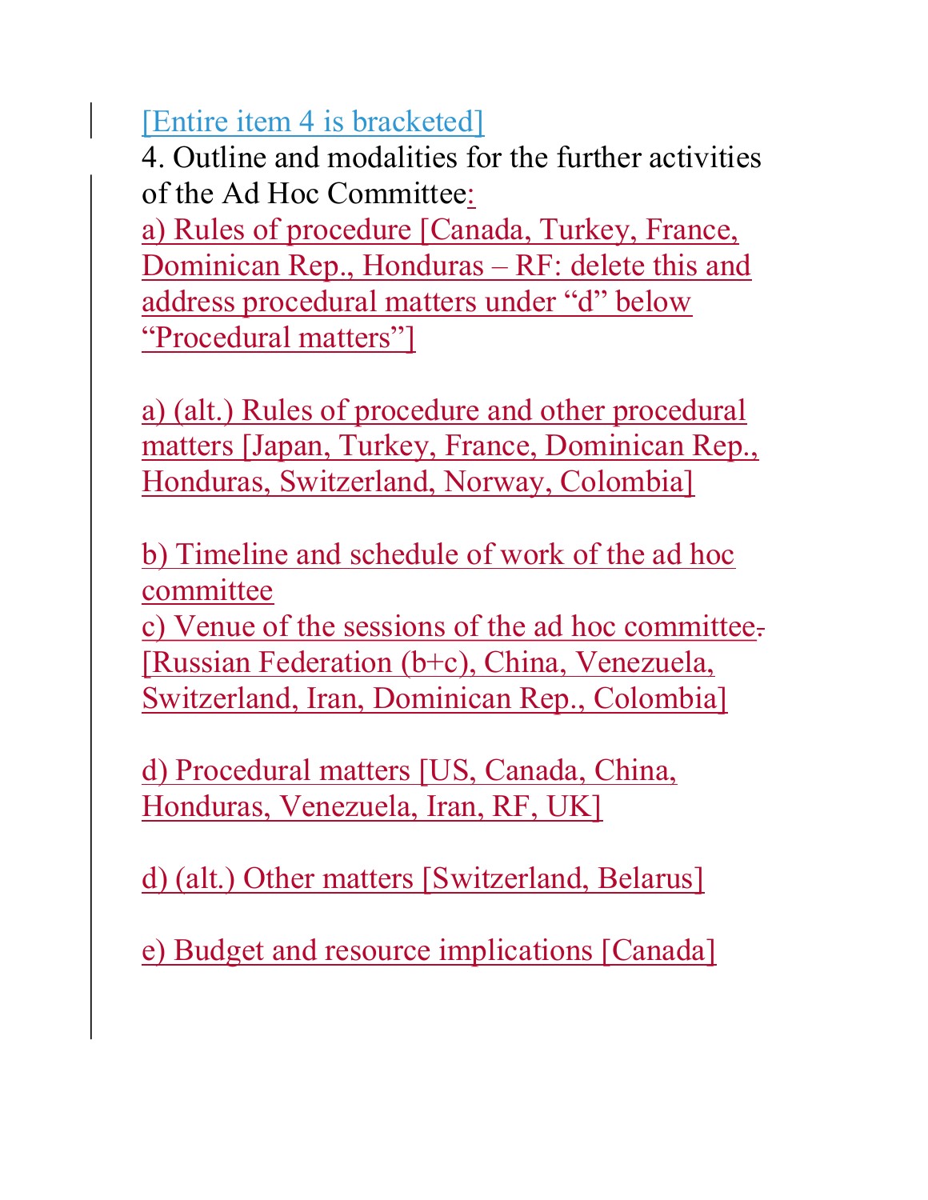[Entire item 4 is bracketed]

4. Outline and modalities for the further activities of the Ad Hoc Committee:

a) Rules of procedure [Canada, Turkey, France, Dominican Rep., Honduras – RF: delete this and address procedural matters under “d” below “Procedural matters”]

a) (alt.) Rules of procedure and other procedural matters [Japan, Turkey, France, Dominican Rep., Honduras, Switzerland, Norway, Colombia]

b) Timeline and schedule of work of the ad hoc committee

c) Venue of the sessions of the ad hoc committee [Russian Federation (b+c), China, Venezuela, Switzerland, Iran, Dominican Rep., Colombia]

d) Procedural matters [US, Canada, China, Honduras, Venezuela, Iran, RF, UK]

d) (alt.) Other matters [Switzerland, Belarus]

e) Budget and resource implications [Canada]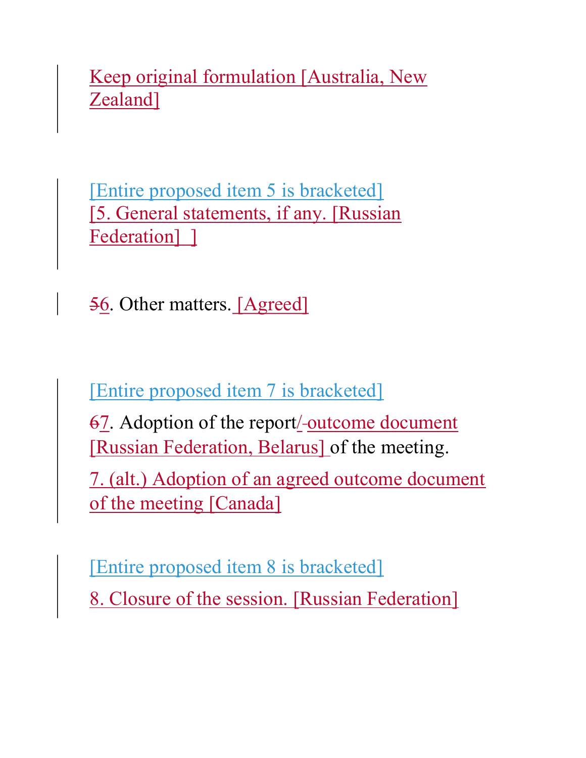Keep original formulation [Australia, New Zealand]

[Entire proposed item 5 is bracketed]
[5. General statements, if any. [Russian Federation] ]

~~5~~6. Other matters. [Agreed]

[Entire proposed item 7 is bracketed]

~~6~~7. Adoption of the report/~~-~~outcome document [Russian Federation, Belarus] of the meeting.

7. (alt.) Adoption of an agreed outcome document of the meeting [Canada]

[Entire proposed item 8 is bracketed]

8. Closure of the session. [Russian Federation]